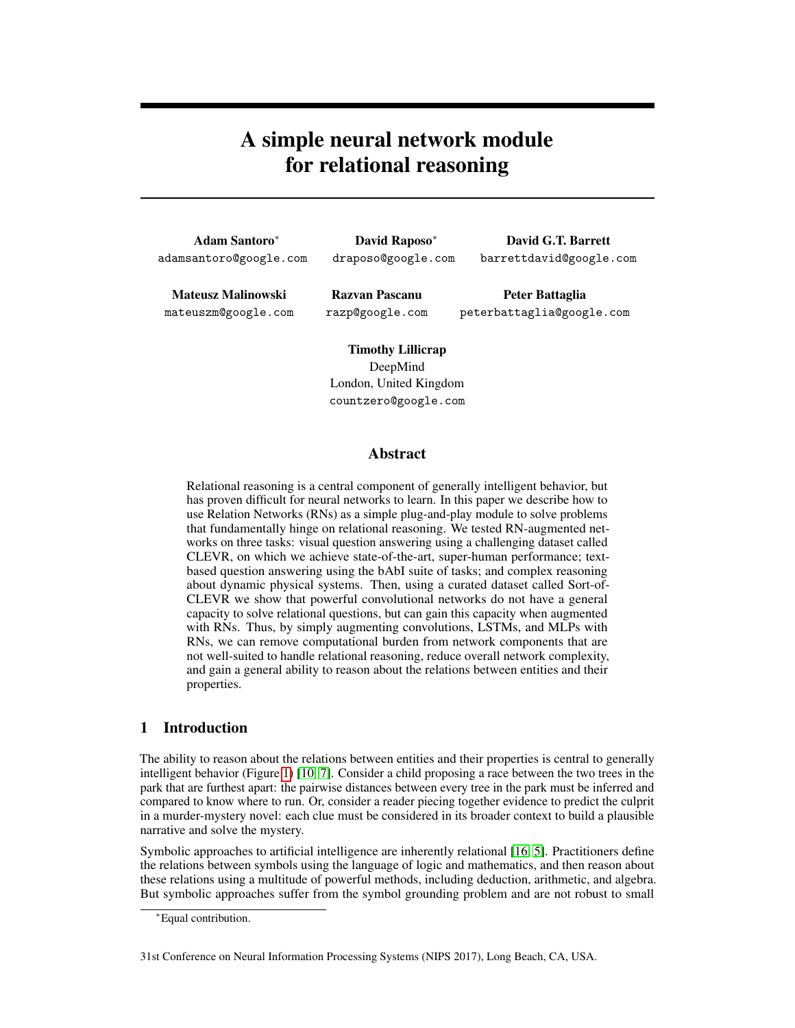# A simple neural network module for relational reasoning

**Adam Santoro**[*]
adamsantoro@google.com

**David Raposo**[*]
draposo@google.com

**David G.T. Barrett**
barrettdavid@google.com

**Mateusz Malinowski**
mateuszm@google.com

**Razvan Pascanu**
razp@google.com

**Peter Battaglia**
peterbattaglia@google.com

**Timothy Lillicrap**
DeepMind
London, United Kingdom
countzero@google.com

## Abstract

Relational reasoning is a central component of generally intelligent behavior, but has proven difficult for neural networks to learn. In this paper we describe how to use Relation Networks (RNs) as a simple plug-and-play module to solve problems that fundamentally hinge on relational reasoning. We tested RN-augmented networks on three tasks: visual question answering using a challenging dataset called CLEVR, on which we achieve state-of-the-art, super-human performance; text-based question answering using the bAbI suite of tasks; and complex reasoning about dynamic physical systems. Then, using a curated dataset called Sort-of-CLEVR we show that powerful convolutional networks do not have a general capacity to solve relational questions, but can gain this capacity when augmented with RNs. Thus, by simply augmenting convolutions, LSTMs, and MLPs with RNs, we can remove computational burden from network components that are not well-suited to handle relational reasoning, reduce overall network complexity, and gain a general ability to reason about the relations between entities and their properties.

## 1 Introduction

The ability to reason about the relations between entities and their properties is central to generally intelligent behavior (Figure 1) [10, 7]. Consider a child proposing a race between the two trees in the park that are furthest apart: the pairwise distances between every tree in the park must be inferred and compared to know where to run. Or, consider a reader piecing together evidence to predict the culprit in a murder-mystery novel: each clue must be considered in its broader context to build a plausible narrative and solve the mystery.

Symbolic approaches to artificial intelligence are inherently relational [16, 5]. Practitioners define the relations between symbols using the language of logic and mathematics, and then reason about these relations using a multitude of powerful methods, including deduction, arithmetic, and algebra. But symbolic approaches suffer from the symbol grounding problem and are not robust to small

[*]Equal contribution.

31st Conference on Neural Information Processing Systems (NIPS 2017), Long Beach, CA, USA.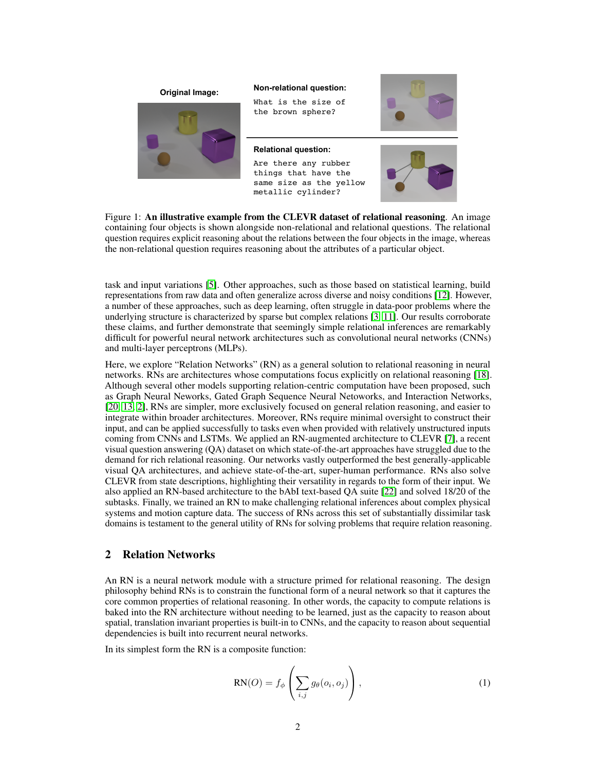Original Image:

Non-relational question:

What is the size of the brown sphere?

Relational question:

Are there any rubber things that have the same size as the yellow metallic cylinder?

Figure 1: **An illustrative example from the CLEVR dataset of relational reasoning**. An image containing four objects is shown alongside non-relational and relational questions. The relational question requires explicit reasoning about the relations between the four objects in the image, whereas the non-relational question requires reasoning about the attributes of a particular object.

task and input variations [5]. Other approaches, such as those based on statistical learning, build representations from raw data and often generalize across diverse and noisy conditions [12]. However, a number of these approaches, such as deep learning, often struggle in data-poor problems where the underlying structure is characterized by sparse but complex relations [3, 11]. Our results corroborate these claims, and further demonstrate that seemingly simple relational inferences are remarkably difficult for powerful neural network architectures such as convolutional neural networks (CNNs) and multi-layer perceptrons (MLPs).

Here, we explore "Relation Networks" (RN) as a general solution to relational reasoning in neural networks. RNs are architectures whose computations focus explicitly on relational reasoning [18]. Although several other models supporting relation-centric computation have been proposed, such as Graph Neural Neworks, Gated Graph Sequence Neural Netoworks, and Interaction Networks, [20, 13, 2], RNs are simpler, more exclusively focused on general relation reasoning, and easier to integrate within broader architectures. Moreover, RNs require minimal oversight to construct their input, and can be applied successfully to tasks even when provided with relatively unstructured inputs coming from CNNs and LSTMs. We applied an RN-augmented architecture to CLEVR [7], a recent visual question answering (QA) dataset on which state-of-the-art approaches have struggled due to the demand for rich relational reasoning. Our networks vastly outperformed the best generally-applicable visual QA architectures, and achieve state-of-the-art, super-human performance. RNs also solve CLEVR from state descriptions, highlighting their versatility in regards to the form of their input. We also applied an RN-based architecture to the bAbI text-based QA suite [22] and solved 18/20 of the subtasks. Finally, we trained an RN to make challenging relational inferences about complex physical systems and motion capture data. The success of RNs across this set of substantially dissimilar task domains is testament to the general utility of RNs for solving problems that require relation reasoning.

## 2 Relation Networks

An RN is a neural network module with a structure primed for relational reasoning. The design philosophy behind RNs is to constrain the functional form of a neural network so that it captures the core common properties of relational reasoning. In other words, the capacity to compute relations is baked into the RN architecture without needing to be learned, just as the capacity to reason about spatial, translation invariant properties is built-in to CNNs, and the capacity to reason about sequential dependencies is built into recurrent neural networks.

In its simplest form the RN is a composite function:

$$\text{RN}(O) = f_\phi \left( \sum_{i,j} g_\theta(o_i, o_j) \right), \tag{1}$$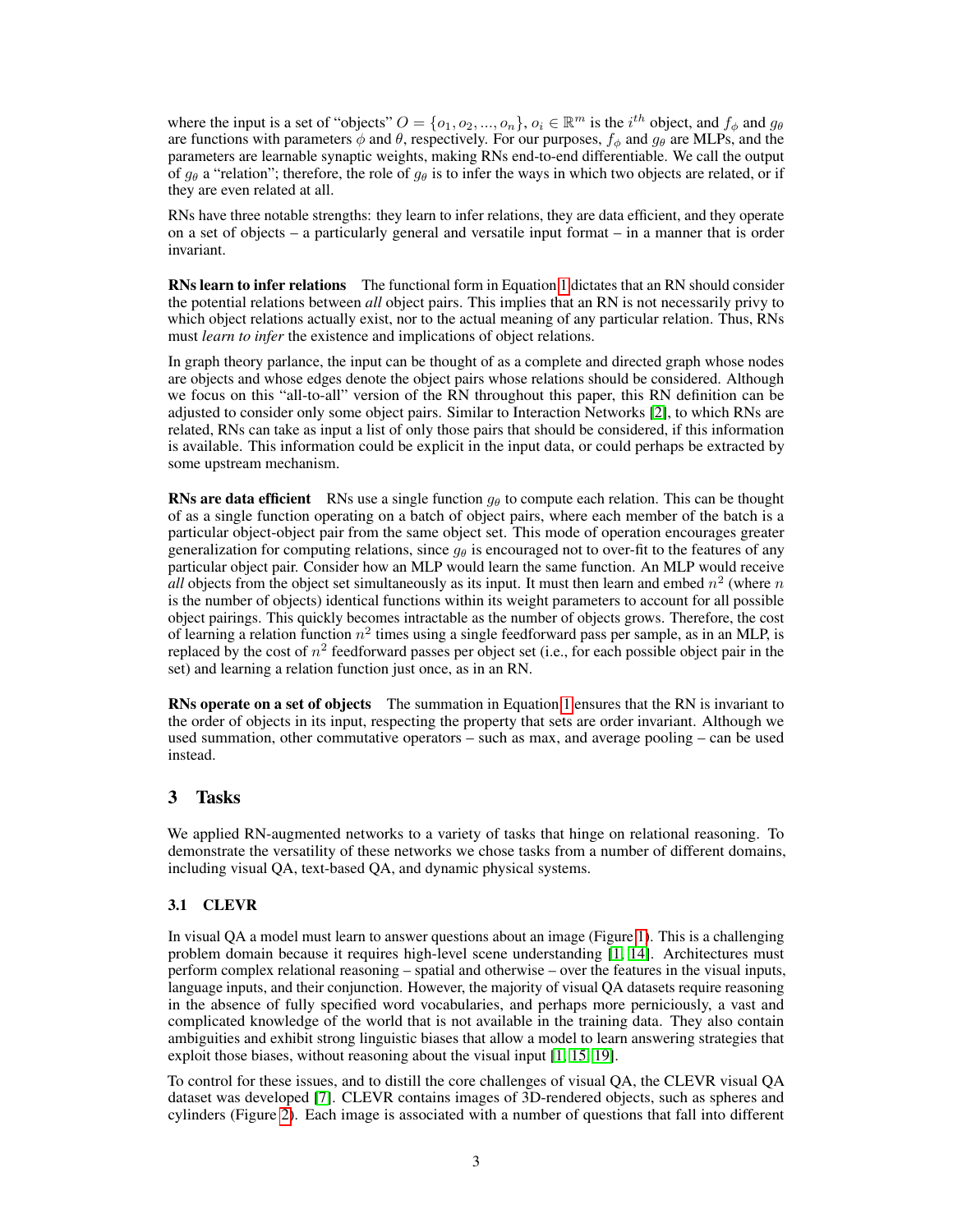where the input is a set of "objects" $O = \{o_1, o_2, ..., o_n\}$, $o_i \in \mathbb{R}^m$ is the $i^{th}$ object, and $f_\phi$ and $g_\theta$ are functions with parameters $\phi$ and $\theta$, respectively. For our purposes, $f_\phi$ and $g_\theta$ are MLPs, and the parameters are learnable synaptic weights, making RNs end-to-end differentiable. We call the output of $g_\theta$ a "relation"; therefore, the role of $g_\theta$ is to infer the ways in which two objects are related, or if they are even related at all.

RNs have three notable strengths: they learn to infer relations, they are data efficient, and they operate on a set of objects – a particularly general and versatile input format – in a manner that is order invariant.

**RNs learn to infer relations** The functional form in Equation 1 dictates that an RN should consider the potential relations between *all* object pairs. This implies that an RN is not necessarily privy to which object relations actually exist, nor to the actual meaning of any particular relation. Thus, RNs must *learn to infer* the existence and implications of object relations.

In graph theory parlance, the input can be thought of as a complete and directed graph whose nodes are objects and whose edges denote the object pairs whose relations should be considered. Although we focus on this "all-to-all" version of the RN throughout this paper, this RN definition can be adjusted to consider only some object pairs. Similar to Interaction Networks [2], to which RNs are related, RNs can take as input a list of only those pairs that should be considered, if this information is available. This information could be explicit in the input data, or could perhaps be extracted by some upstream mechanism.

**RNs are data efficient** RNs use a single function $g_\theta$ to compute each relation. This can be thought of as a single function operating on a batch of object pairs, where each member of the batch is a particular object-object pair from the same object set. This mode of operation encourages greater generalization for computing relations, since $g_\theta$ is encouraged not to over-fit to the features of any particular object pair. Consider how an MLP would learn the same function. An MLP would receive *all* objects from the object set simultaneously as its input. It must then learn and embed $n^2$ (where $n$ is the number of objects) identical functions within its weight parameters to account for all possible object pairings. This quickly becomes intractable as the number of objects grows. Therefore, the cost of learning a relation function $n^2$ times using a single feedforward pass per sample, as in an MLP, is replaced by the cost of $n^2$ feedforward passes per object set (i.e., for each possible object pair in the set) and learning a relation function just once, as in an RN.

**RNs operate on a set of objects** The summation in Equation 1 ensures that the RN is invariant to the order of objects in its input, respecting the property that sets are order invariant. Although we used summation, other commutative operators – such as max, and average pooling – can be used instead.

## 3 Tasks

We applied RN-augmented networks to a variety of tasks that hinge on relational reasoning. To demonstrate the versatility of these networks we chose tasks from a number of different domains, including visual QA, text-based QA, and dynamic physical systems.

### 3.1 CLEVR

In visual QA a model must learn to answer questions about an image (Figure 1). This is a challenging problem domain because it requires high-level scene understanding [1, 14]. Architectures must perform complex relational reasoning – spatial and otherwise – over the features in the visual inputs, language inputs, and their conjunction. However, the majority of visual QA datasets require reasoning in the absence of fully specified word vocabularies, and perhaps more perniciously, a vast and complicated knowledge of the world that is not available in the training data. They also contain ambiguities and exhibit strong linguistic biases that allow a model to learn answering strategies that exploit those biases, without reasoning about the visual input [1, 15, 19].

To control for these issues, and to distill the core challenges of visual QA, the CLEVR visual QA dataset was developed [7]. CLEVR contains images of 3D-rendered objects, such as spheres and cylinders (Figure 2). Each image is associated with a number of questions that fall into different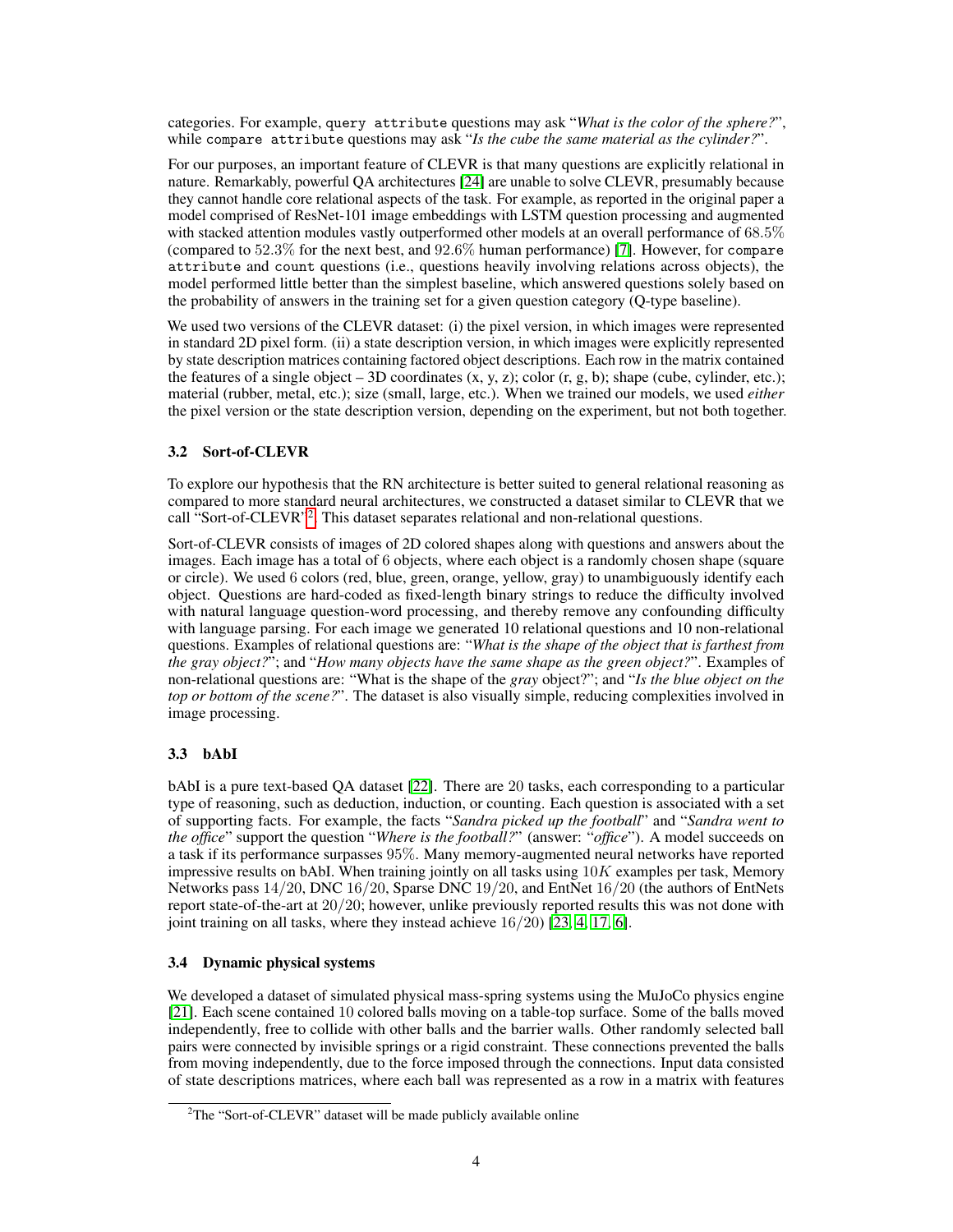categories. For example, `query attribute` questions may ask "*What is the color of the sphere?*", while `compare attribute` questions may ask "*Is the cube the same material as the cylinder?*".

For our purposes, an important feature of CLEVR is that many questions are explicitly relational in nature. Remarkably, powerful QA architectures [24] are unable to solve CLEVR, presumably because they cannot handle core relational aspects of the task. For example, as reported in the original paper a model comprised of ResNet-101 image embeddings with LSTM question processing and augmented with stacked attention modules vastly outperformed other models at an overall performance of $68.5\%$ (compared to $52.3\%$ for the next best, and $92.6\%$ human performance) [7]. However, for `compare attribute` and `count` questions (i.e., questions heavily involving relations across objects), the model performed little better than the simplest baseline, which answered questions solely based on the probability of answers in the training set for a given question category (Q-type baseline).

We used two versions of the CLEVR dataset: (i) the pixel version, in which images were represented in standard 2D pixel form. (ii) a state description version, in which images were explicitly represented by state description matrices containing factored object descriptions. Each row in the matrix contained the features of a single object – 3D coordinates (x, y, z); color (r, g, b); shape (cube, cylinder, etc.); material (rubber, metal, etc.); size (small, large, etc.). When we trained our models, we used *either* the pixel version or the state description version, depending on the experiment, but not both together.

### 3.2 Sort-of-CLEVR

To explore our hypothesis that the RN architecture is better suited to general relational reasoning as compared to more standard neural architectures, we constructed a dataset similar to CLEVR that we call "Sort-of-CLEVR"[2]. This dataset separates relational and non-relational questions.

Sort-of-CLEVR consists of images of 2D colored shapes along with questions and answers about the images. Each image has a total of 6 objects, where each object is a randomly chosen shape (square or circle). We used 6 colors (red, blue, green, orange, yellow, gray) to unambiguously identify each object. Questions are hard-coded as fixed-length binary strings to reduce the difficulty involved with natural language question-word processing, and thereby remove any confounding difficulty with language parsing. For each image we generated 10 relational questions and 10 non-relational questions. Examples of relational questions are: "*What is the shape of the object that is farthest from the gray object?*"; and "*How many objects have the same shape as the green object?*". Examples of non-relational questions are: "What is the shape of the *gray* object?"; and "*Is the blue object on the top or bottom of the scene?*". The dataset is also visually simple, reducing complexities involved in image processing.

### 3.3 bAbI

bAbI is a pure text-based QA dataset [22]. There are 20 tasks, each corresponding to a particular type of reasoning, such as deduction, induction, or counting. Each question is associated with a set of supporting facts. For example, the facts "*Sandra picked up the football*" and "*Sandra went to the office*" support the question "*Where is the football?*" (answer: "*office*"). A model succeeds on a task if its performance surpasses $95\%$. Many memory-augmented neural networks have reported impressive results on bAbI. When training jointly on all tasks using $10K$ examples per task, Memory Networks pass $14/20$, DNC $16/20$, Sparse DNC $19/20$, and EntNet $16/20$ (the authors of EntNets report state-of-the-art at $20/20$; however, unlike previously reported results this was not done with joint training on all tasks, where they instead achieve $16/20$) [23, 4, 17, 6].

### 3.4 Dynamic physical systems

We developed a dataset of simulated physical mass-spring systems using the MuJoCo physics engine [21]. Each scene contained 10 colored balls moving on a table-top surface. Some of the balls moved independently, free to collide with other balls and the barrier walls. Other randomly selected ball pairs were connected by invisible springs or a rigid constraint. These connections prevented the balls from moving independently, due to the force imposed through the connections. Input data consisted of state descriptions matrices, where each ball was represented as a row in a matrix with features

[2]The "Sort-of-CLEVR" dataset will be made publicly available online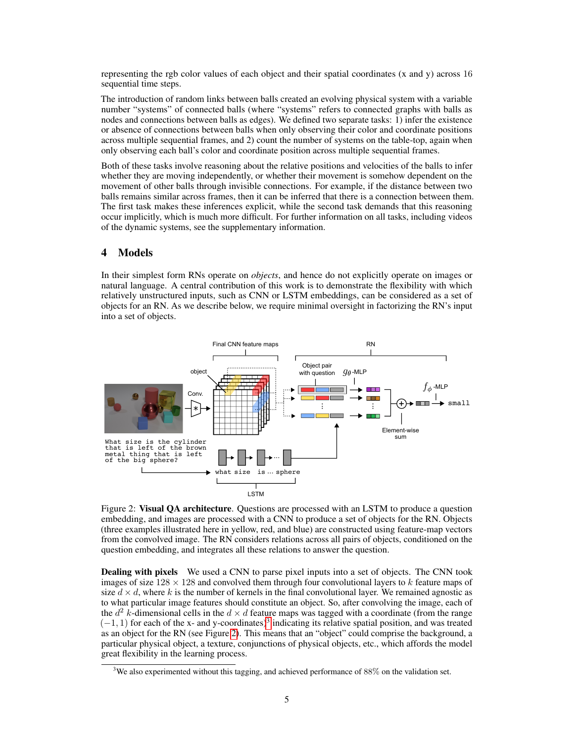representing the rgb color values of each object and their spatial coordinates (x and y) across 16 sequential time steps.

The introduction of random links between balls created an evolving physical system with a variable number "systems" of connected balls (where "systems" refers to connected graphs with balls as nodes and connections between balls as edges). We defined two separate tasks: 1) infer the existence or absence of connections between balls when only observing their color and coordinate positions across multiple sequential frames, and 2) count the number of systems on the table-top, again when only observing each ball's color and coordinate position across multiple sequential frames.

Both of these tasks involve reasoning about the relative positions and velocities of the balls to infer whether they are moving independently, or whether their movement is somehow dependent on the movement of other balls through invisible connections. For example, if the distance between two balls remains similar across frames, then it can be inferred that there is a connection between them. The first task makes these inferences explicit, while the second task demands that this reasoning occur implicitly, which is much more difficult. For further information on all tasks, including videos of the dynamic systems, see the supplementary information.

## 4 Models

In their simplest form RNs operate on *objects*, and hence do not explicitly operate on images or natural language. A central contribution of this work is to demonstrate the flexibility with which relatively unstructured inputs, such as CNN or LSTM embeddings, can be considered as a set of objects for an RN. As we describe below, we require minimal oversight in factorizing the RN's input into a set of objects.

Figure 2: **Visual QA architecture**. Questions are processed with an LSTM to produce a question embedding, and images are processed with a CNN to produce a set of objects for the RN. Objects (three examples illustrated here in yellow, red, and blue) are constructed using feature-map vectors from the convolved image. The RN considers relations across all pairs of objects, conditioned on the question embedding, and integrates all these relations to answer the question.

**Dealing with pixels** We used a CNN to parse pixel inputs into a set of objects. The CNN took images of size $128 \times 128$ and convolved them through four convolutional layers to $k$ feature maps of size $d \times d$, where $k$ is the number of kernels in the final convolutional layer. We remained agnostic as to what particular image features should constitute an object. So, after convolving the image, each of the $d^2$ $k$-dimensional cells in the $d \times d$ feature maps was tagged with a coordinate (from the range $(-1, 1)$ for each of the x- and y-coordinates)[3] indicating its relative spatial position, and was treated as an object for the RN (see Figure 2). This means that an "object" could comprise the background, a particular physical object, a texture, conjunctions of physical objects, etc., which affords the model great flexibility in the learning process.

[3]We also experimented without this tagging, and achieved performance of 88% on the validation set.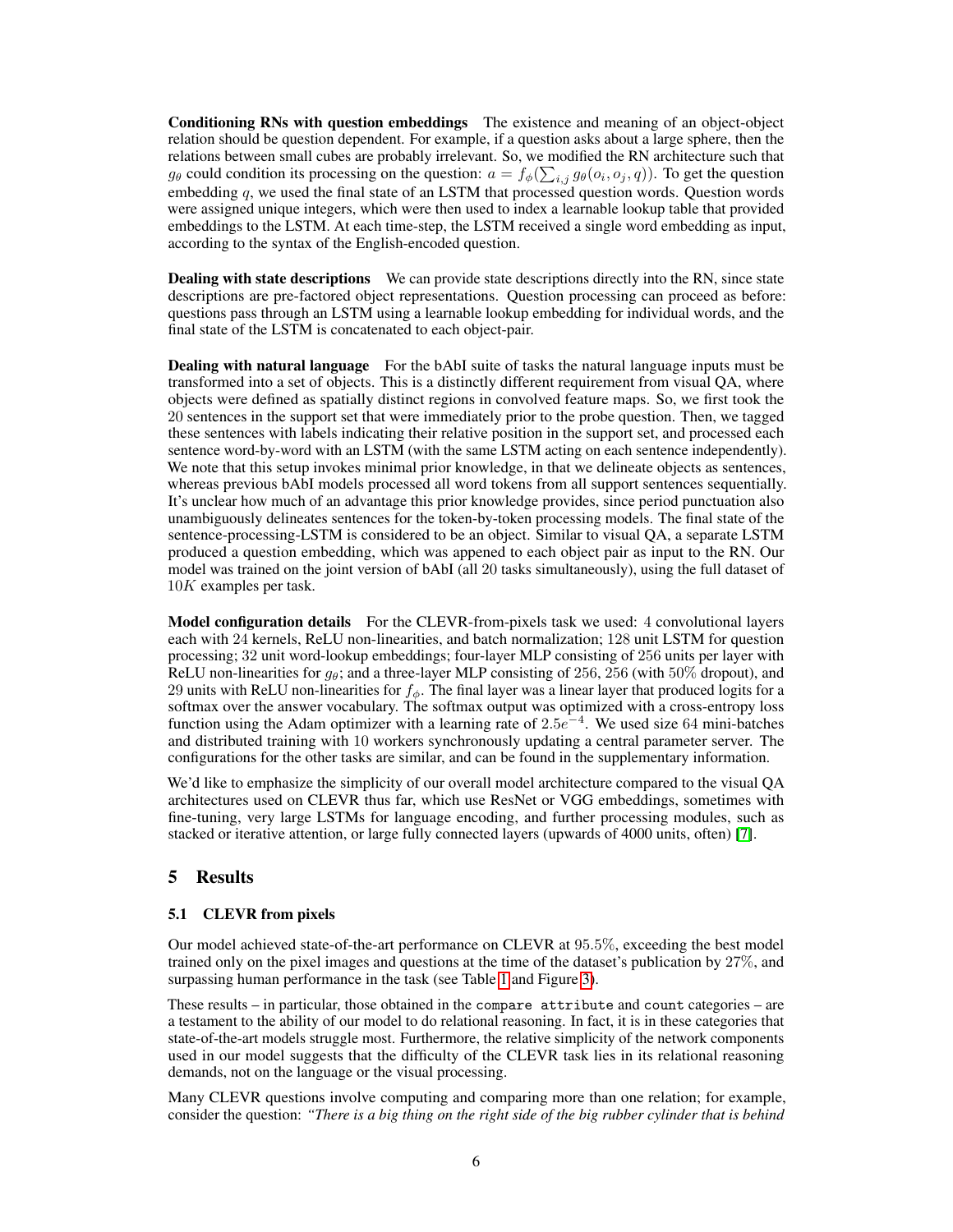**Conditioning RNs with question embeddings** The existence and meaning of an object-object relation should be question dependent. For example, if a question asks about a large sphere, then the relations between small cubes are probably irrelevant. So, we modified the RN architecture such that $g_\theta$ could condition its processing on the question: $a = f_\phi(\sum_{i,j} g_\theta(o_i, o_j, q))$. To get the question embedding $q$, we used the final state of an LSTM that processed question words. Question words were assigned unique integers, which were then used to index a learnable lookup table that provided embeddings to the LSTM. At each time-step, the LSTM received a single word embedding as input, according to the syntax of the English-encoded question.

**Dealing with state descriptions** We can provide state descriptions directly into the RN, since state descriptions are pre-factored object representations. Question processing can proceed as before: questions pass through an LSTM using a learnable lookup embedding for individual words, and the final state of the LSTM is concatenated to each object-pair.

**Dealing with natural language** For the bAbI suite of tasks the natural language inputs must be transformed into a set of objects. This is a distinctly different requirement from visual QA, where objects were defined as spatially distinct regions in convolved feature maps. So, we first took the 20 sentences in the support set that were immediately prior to the probe question. Then, we tagged these sentences with labels indicating their relative position in the support set, and processed each sentence word-by-word with an LSTM (with the same LSTM acting on each sentence independently). We note that this setup invokes minimal prior knowledge, in that we delineate objects as sentences, whereas previous bAbI models processed all word tokens from all support sentences sequentially. It's unclear how much of an advantage this prior knowledge provides, since period punctuation also unambiguously delineates sentences for the token-by-token processing models. The final state of the sentence-processing-LSTM is considered to be an object. Similar to visual QA, a separate LSTM produced a question embedding, which was appened to each object pair as input to the RN. Our model was trained on the joint version of bAbI (all 20 tasks simultaneously), using the full dataset of $10K$ examples per task.

**Model configuration details** For the CLEVR-from-pixels task we used: 4 convolutional layers each with 24 kernels, ReLU non-linearities, and batch normalization; 128 unit LSTM for question processing; 32 unit word-lookup embeddings; four-layer MLP consisting of 256 units per layer with ReLU non-linearities for $g_\theta$; and a three-layer MLP consisting of 256, 256 (with 50% dropout), and 29 units with ReLU non-linearities for $f_\phi$. The final layer was a linear layer that produced logits for a softmax over the answer vocabulary. The softmax output was optimized with a cross-entropy loss function using the Adam optimizer with a learning rate of $2.5e^{-4}$. We used size 64 mini-batches and distributed training with 10 workers synchronously updating a central parameter server. The configurations for the other tasks are similar, and can be found in the supplementary information.

We'd like to emphasize the simplicity of our overall model architecture compared to the visual QA architectures used on CLEVR thus far, which use ResNet or VGG embeddings, sometimes with fine-tuning, very large LSTMs for language encoding, and further processing modules, such as stacked or iterative attention, or large fully connected layers (upwards of 4000 units, often) [7].

## 5 Results

### 5.1 CLEVR from pixels

Our model achieved state-of-the-art performance on CLEVR at 95.5%, exceeding the best model trained only on the pixel images and questions at the time of the dataset's publication by 27%, and surpassing human performance in the task (see Table 1 and Figure 3).

These results – in particular, those obtained in the `compare attribute` and `count` categories – are a testament to the ability of our model to do relational reasoning. In fact, it is in these categories that state-of-the-art models struggle most. Furthermore, the relative simplicity of the network components used in our model suggests that the difficulty of the CLEVR task lies in its relational reasoning demands, not on the language or the visual processing.

Many CLEVR questions involve computing and comparing more than one relation; for example, consider the question: *"There is a big thing on the right side of the big rubber cylinder that is behind*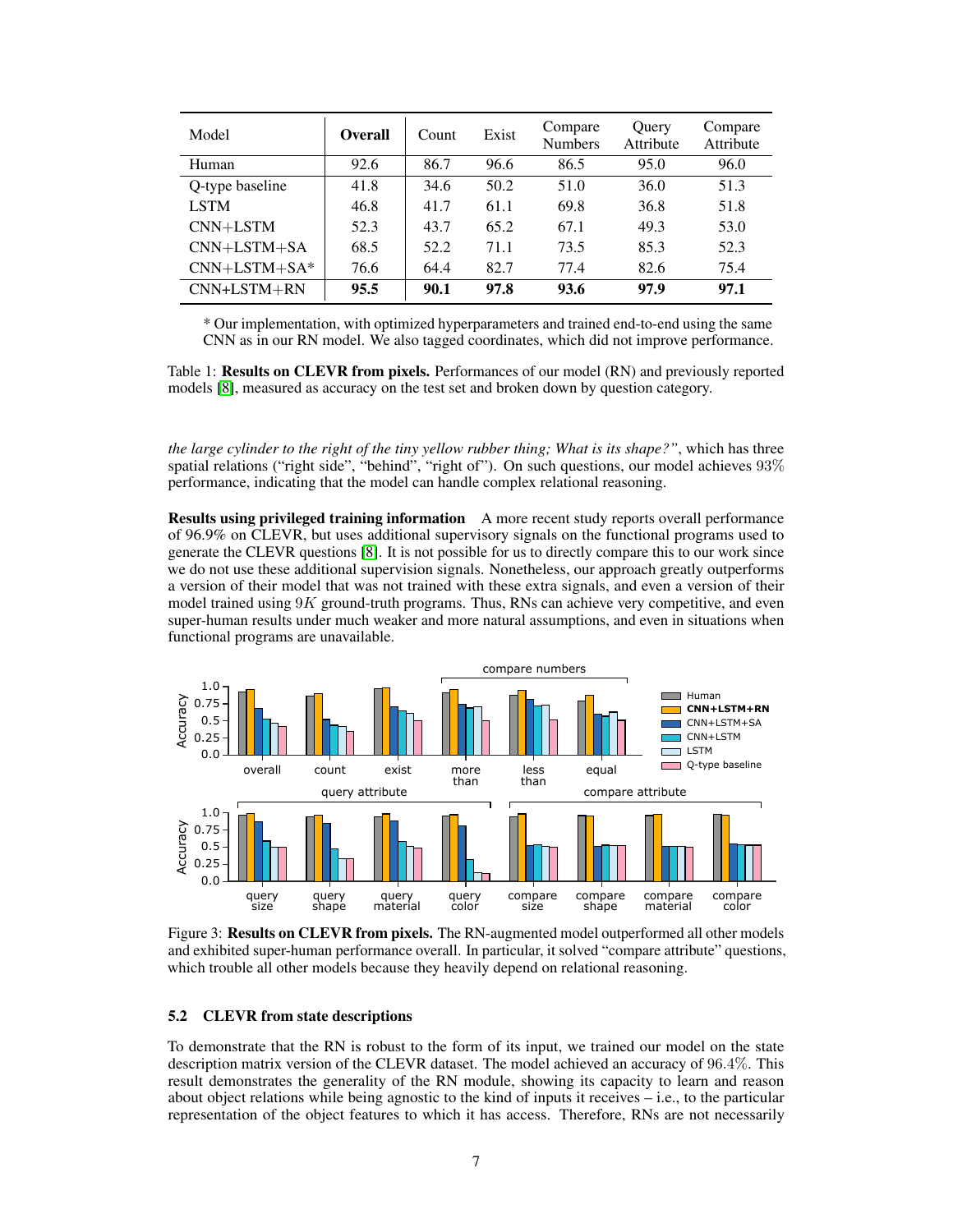| Model | **Overall** | Count | Exist | Compare Numbers | Query Attribute | Compare Attribute |
|---|---|---|---|---|---|---|
| Human | 92.6 | 86.7 | 96.6 | 86.5 | 95.0 | 96.0 |
| Q-type baseline | 41.8 | 34.6 | 50.2 | 51.0 | 36.0 | 51.3 |
| LSTM | 46.8 | 41.7 | 61.1 | 69.8 | 36.8 | 51.8 |
| CNN+LSTM | 52.3 | 43.7 | 65.2 | 67.1 | 49.3 | 53.0 |
| CNN+LSTM+SA | 68.5 | 52.2 | 71.1 | 73.5 | 85.3 | 52.3 |
| CNN+LSTM+SA* | 76.6 | 64.4 | 82.7 | 77.4 | 82.6 | 75.4 |
| CNN+LSTM+RN | **95.5** | **90.1** | **97.8** | **93.6** | **97.9** | **97.1** |

* Our implementation, with optimized hyperparameters and trained end-to-end using the same CNN as in our RN model. We also tagged coordinates, which did not improve performance.

Table 1: **Results on CLEVR from pixels.** Performances of our model (RN) and previously reported models [8], measured as accuracy on the test set and broken down by question category.

*the large cylinder to the right of the tiny yellow rubber thing; What is its shape?"*, which has three spatial relations ("right side", "behind", "right of"). On such questions, our model achieves 93% performance, indicating that the model can handle complex relational reasoning.

**Results using privileged training information** A more recent study reports overall performance of 96.9% on CLEVR, but uses additional supervisory signals on the functional programs used to generate the CLEVR questions [8]. It is not possible for us to directly compare this to our work since we do not use these additional supervision signals. Nonetheless, our approach greatly outperforms a version of their model that was not trained with these extra signals, and even a version of their model trained using $9K$ ground-truth programs. Thus, RNs can achieve very competitive, and even super-human results under much weaker and more natural assumptions, and even in situations when functional programs are unavailable.

Figure 3: **Results on CLEVR from pixels.** The RN-augmented model outperformed all other models and exhibited super-human performance overall. In particular, it solved "compare attribute" questions, which trouble all other models because they heavily depend on relational reasoning.

### 5.2 CLEVR from state descriptions

To demonstrate that the RN is robust to the form of its input, we trained our model on the state description matrix version of the CLEVR dataset. The model achieved an accuracy of 96.4%. This result demonstrates the generality of the RN module, showing its capacity to learn and reason about object relations while being agnostic to the kind of inputs it receives – i.e., to the particular representation of the object features to which it has access. Therefore, RNs are not necessarily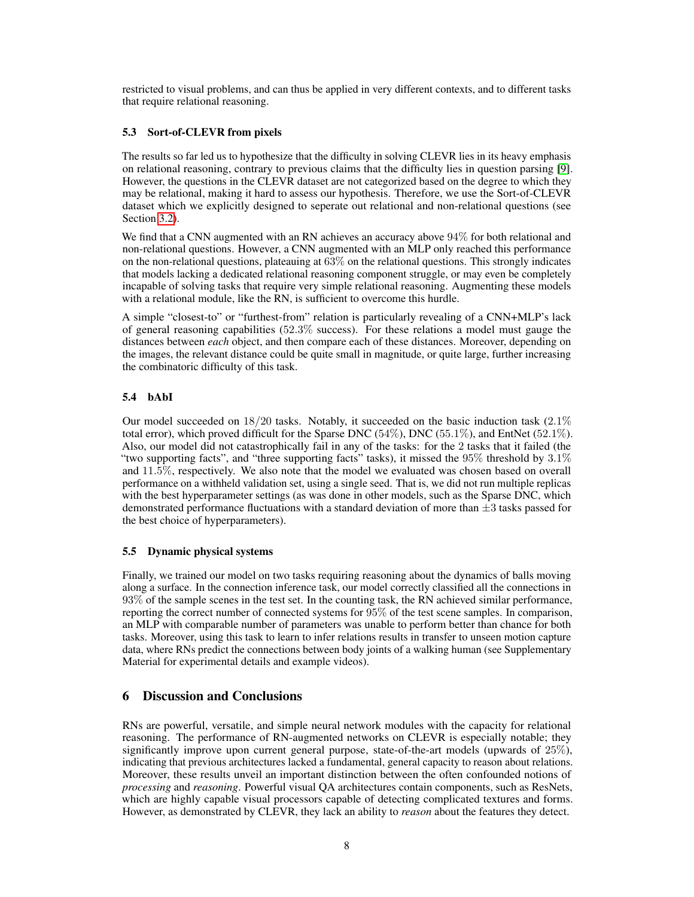restricted to visual problems, and can thus be applied in very different contexts, and to different tasks that require relational reasoning.

### 5.3 Sort-of-CLEVR from pixels

The results so far led us to hypothesize that the difficulty in solving CLEVR lies in its heavy emphasis on relational reasoning, contrary to previous claims that the difficulty lies in question parsing [9]. However, the questions in the CLEVR dataset are not categorized based on the degree to which they may be relational, making it hard to assess our hypothesis. Therefore, we use the Sort-of-CLEVR dataset which we explicitly designed to seperate out relational and non-relational questions (see Section 3.2).

We find that a CNN augmented with an RN achieves an accuracy above $94\%$ for both relational and non-relational questions. However, a CNN augmented with an MLP only reached this performance on the non-relational questions, plateauing at $63\%$ on the relational questions. This strongly indicates that models lacking a dedicated relational reasoning component struggle, or may even be completely incapable of solving tasks that require very simple relational reasoning. Augmenting these models with a relational module, like the RN, is sufficient to overcome this hurdle.

A simple "closest-to" or "furthest-from" relation is particularly revealing of a CNN+MLP's lack of general reasoning capabilities ($52.3\%$ success). For these relations a model must gauge the distances between *each* object, and then compare each of these distances. Moreover, depending on the images, the relevant distance could be quite small in magnitude, or quite large, further increasing the combinatoric difficulty of this task.

### 5.4 bAbI

Our model succeeded on $18/20$ tasks. Notably, it succeeded on the basic induction task ($2.1\%$ total error), which proved difficult for the Sparse DNC ($54\%$), DNC ($55.1\%$), and EntNet ($52.1\%$). Also, our model did not catastrophically fail in any of the tasks: for the 2 tasks that it failed (the "two supporting facts", and "three supporting facts" tasks), it missed the $95\%$ threshold by $3.1\%$ and $11.5\%$, respectively. We also note that the model we evaluated was chosen based on overall performance on a withheld validation set, using a single seed. That is, we did not run multiple replicas with the best hyperparameter settings (as was done in other models, such as the Sparse DNC, which demonstrated performance fluctuations with a standard deviation of more than $\pm 3$ tasks passed for the best choice of hyperparameters).

### 5.5 Dynamic physical systems

Finally, we trained our model on two tasks requiring reasoning about the dynamics of balls moving along a surface. In the connection inference task, our model correctly classified all the connections in $93\%$ of the sample scenes in the test set. In the counting task, the RN achieved similar performance, reporting the correct number of connected systems for $95\%$ of the test scene samples. In comparison, an MLP with comparable number of parameters was unable to perform better than chance for both tasks. Moreover, using this task to learn to infer relations results in transfer to unseen motion capture data, where RNs predict the connections between body joints of a walking human (see Supplementary Material for experimental details and example videos).

## 6 Discussion and Conclusions

RNs are powerful, versatile, and simple neural network modules with the capacity for relational reasoning. The performance of RN-augmented networks on CLEVR is especially notable; they significantly improve upon current general purpose, state-of-the-art models (upwards of $25\%$), indicating that previous architectures lacked a fundamental, general capacity to reason about relations. Moreover, these results unveil an important distinction between the often confounded notions of *processing* and *reasoning*. Powerful visual QA architectures contain components, such as ResNets, which are highly capable visual processors capable of detecting complicated textures and forms. However, as demonstrated by CLEVR, they lack an ability to *reason* about the features they detect.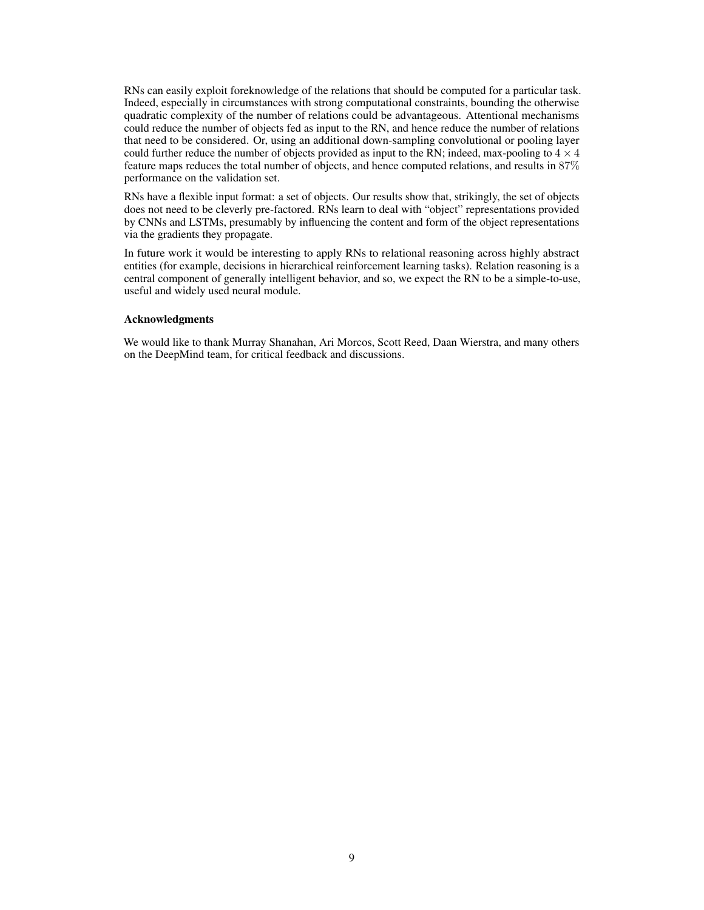RNs can easily exploit foreknowledge of the relations that should be computed for a particular task. Indeed, especially in circumstances with strong computational constraints, bounding the otherwise quadratic complexity of the number of relations could be advantageous. Attentional mechanisms could reduce the number of objects fed as input to the RN, and hence reduce the number of relations that need to be considered. Or, using an additional down-sampling convolutional or pooling layer could further reduce the number of objects provided as input to the RN; indeed, max-pooling to $4 \times 4$ feature maps reduces the total number of objects, and hence computed relations, and results in $87\%$ performance on the validation set.

RNs have a flexible input format: a set of objects. Our results show that, strikingly, the set of objects does not need to be cleverly pre-factored. RNs learn to deal with "object" representations provided by CNNs and LSTMs, presumably by influencing the content and form of the object representations via the gradients they propagate.

In future work it would be interesting to apply RNs to relational reasoning across highly abstract entities (for example, decisions in hierarchical reinforcement learning tasks). Relation reasoning is a central component of generally intelligent behavior, and so, we expect the RN to be a simple-to-use, useful and widely used neural module.

### Acknowledgments

We would like to thank Murray Shanahan, Ari Morcos, Scott Reed, Daan Wierstra, and many others on the DeepMind team, for critical feedback and discussions.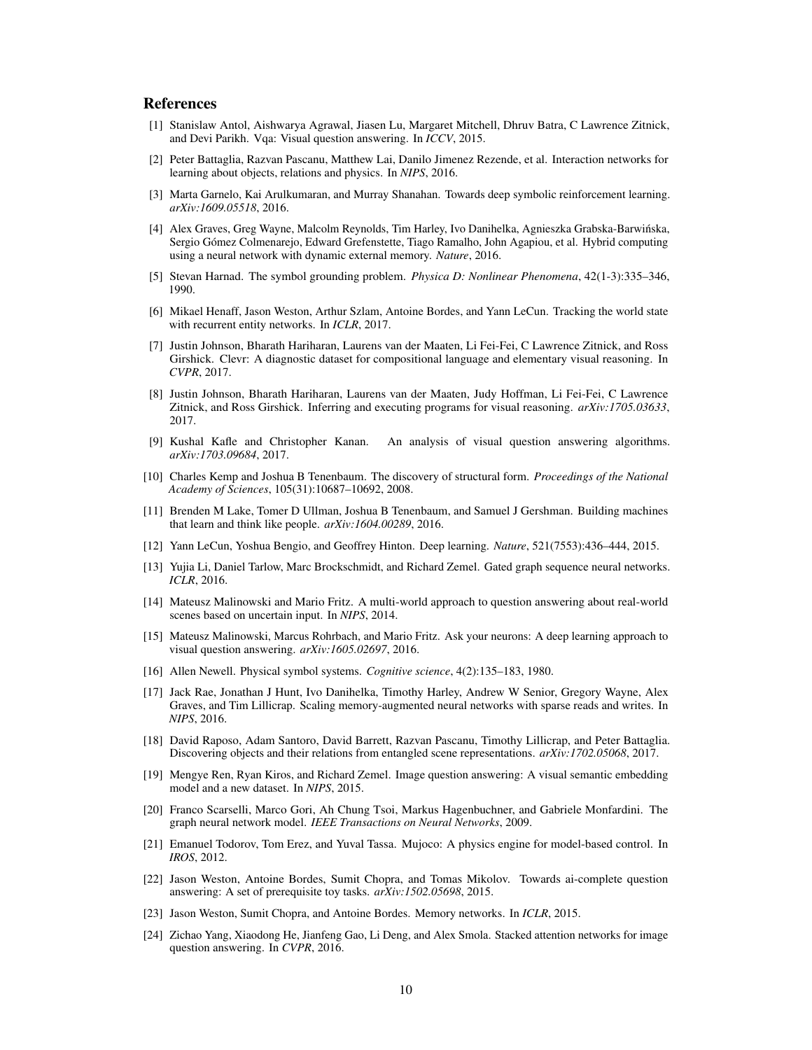## References

[1] Stanislaw Antol, Aishwarya Agrawal, Jiasen Lu, Margaret Mitchell, Dhruv Batra, C Lawrence Zitnick, and Devi Parikh. Vqa: Visual question answering. In *ICCV*, 2015.

[2] Peter Battaglia, Razvan Pascanu, Matthew Lai, Danilo Jimenez Rezende, et al. Interaction networks for learning about objects, relations and physics. In *NIPS*, 2016.

[3] Marta Garnelo, Kai Arulkumaran, and Murray Shanahan. Towards deep symbolic reinforcement learning. *arXiv:1609.05518*, 2016.

[4] Alex Graves, Greg Wayne, Malcolm Reynolds, Tim Harley, Ivo Danihelka, Agnieszka Grabska-Barwińska, Sergio Gómez Colmenarejo, Edward Grefenstette, Tiago Ramalho, John Agapiou, et al. Hybrid computing using a neural network with dynamic external memory. *Nature*, 2016.

[5] Stevan Harnad. The symbol grounding problem. *Physica D: Nonlinear Phenomena*, 42(1-3):335–346, 1990.

[6] Mikael Henaff, Jason Weston, Arthur Szlam, Antoine Bordes, and Yann LeCun. Tracking the world state with recurrent entity networks. In *ICLR*, 2017.

[7] Justin Johnson, Bharath Hariharan, Laurens van der Maaten, Li Fei-Fei, C Lawrence Zitnick, and Ross Girshick. Clevr: A diagnostic dataset for compositional language and elementary visual reasoning. In *CVPR*, 2017.

[8] Justin Johnson, Bharath Hariharan, Laurens van der Maaten, Judy Hoffman, Li Fei-Fei, C Lawrence Zitnick, and Ross Girshick. Inferring and executing programs for visual reasoning. *arXiv:1705.03633*, 2017.

[9] Kushal Kafle and Christopher Kanan. An analysis of visual question answering algorithms. *arXiv:1703.09684*, 2017.

[10] Charles Kemp and Joshua B Tenenbaum. The discovery of structural form. *Proceedings of the National Academy of Sciences*, 105(31):10687–10692, 2008.

[11] Brenden M Lake, Tomer D Ullman, Joshua B Tenenbaum, and Samuel J Gershman. Building machines that learn and think like people. *arXiv:1604.00289*, 2016.

[12] Yann LeCun, Yoshua Bengio, and Geoffrey Hinton. Deep learning. *Nature*, 521(7553):436–444, 2015.

[13] Yujia Li, Daniel Tarlow, Marc Brockschmidt, and Richard Zemel. Gated graph sequence neural networks. *ICLR*, 2016.

[14] Mateusz Malinowski and Mario Fritz. A multi-world approach to question answering about real-world scenes based on uncertain input. In *NIPS*, 2014.

[15] Mateusz Malinowski, Marcus Rohrbach, and Mario Fritz. Ask your neurons: A deep learning approach to visual question answering. *arXiv:1605.02697*, 2016.

[16] Allen Newell. Physical symbol systems. *Cognitive science*, 4(2):135–183, 1980.

[17] Jack Rae, Jonathan J Hunt, Ivo Danihelka, Timothy Harley, Andrew W Senior, Gregory Wayne, Alex Graves, and Tim Lillicrap. Scaling memory-augmented neural networks with sparse reads and writes. In *NIPS*, 2016.

[18] David Raposo, Adam Santoro, David Barrett, Razvan Pascanu, Timothy Lillicrap, and Peter Battaglia. Discovering objects and their relations from entangled scene representations. *arXiv:1702.05068*, 2017.

[19] Mengye Ren, Ryan Kiros, and Richard Zemel. Image question answering: A visual semantic embedding model and a new dataset. In *NIPS*, 2015.

[20] Franco Scarselli, Marco Gori, Ah Chung Tsoi, Markus Hagenbuchner, and Gabriele Monfardini. The graph neural network model. *IEEE Transactions on Neural Networks*, 2009.

[21] Emanuel Todorov, Tom Erez, and Yuval Tassa. Mujoco: A physics engine for model-based control. In *IROS*, 2012.

[22] Jason Weston, Antoine Bordes, Sumit Chopra, and Tomas Mikolov. Towards ai-complete question answering: A set of prerequisite toy tasks. *arXiv:1502.05698*, 2015.

[23] Jason Weston, Sumit Chopra, and Antoine Bordes. Memory networks. In *ICLR*, 2015.

[24] Zichao Yang, Xiaodong He, Jianfeng Gao, Li Deng, and Alex Smola. Stacked attention networks for image question answering. In *CVPR*, 2016.